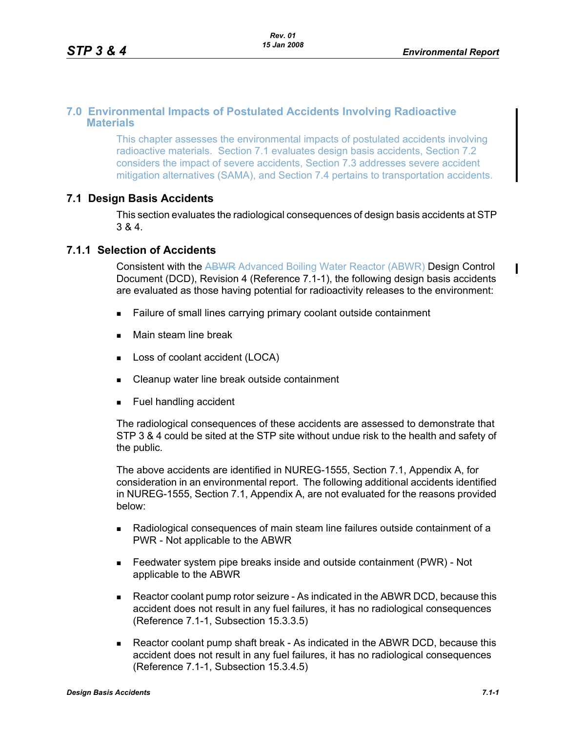# 7.0 Environmental Impacts of Postulated Accidents Involving Radioactive Materials

This chapter assesses the environmental impacts of postulated accidents involving radioactive materials. Section 7.1 evaluates design basis accidents, Section 7.2 considers the impact of severe accidents, Section 7.3 addresses severe accident mitigation alternatives (SAMA), and Section 7.4 pertains to transportation accidents.

## 7.1 Design Basis Accidents

This section evaluates the radiological consequences of design basis accidents at STP 3 & 4.

### 7.1.1 Selection of Accidents

Consistent with the ~~ABWR~~ Advanced Boiling Water Reactor (ABWR) Design Control Document (DCD), Revision 4 (Reference 7.1-1), the following design basis accidents are evaluated as those having potential for radioactivity releases to the environment:

- Failure of small lines carrying primary coolant outside containment
- Main steam line break
- Loss of coolant accident (LOCA)
- Cleanup water line break outside containment
- Fuel handling accident

The radiological consequences of these accidents are assessed to demonstrate that STP 3 & 4 could be sited at the STP site without undue risk to the health and safety of the public.

The above accidents are identified in NUREG-1555, Section 7.1, Appendix A, for consideration in an environmental report. The following additional accidents identified in NUREG-1555, Section 7.1, Appendix A, are not evaluated for the reasons provided below:

- Radiological consequences of main steam line failures outside containment of a PWR - Not applicable to the ABWR
- Feedwater system pipe breaks inside and outside containment (PWR) - Not applicable to the ABWR
- Reactor coolant pump rotor seizure - As indicated in the ABWR DCD, because this accident does not result in any fuel failures, it has no radiological consequences (Reference 7.1-1, Subsection 15.3.3.5)
- Reactor coolant pump shaft break - As indicated in the ABWR DCD, because this accident does not result in any fuel failures, it has no radiological consequences (Reference 7.1-1, Subsection 15.3.4.5)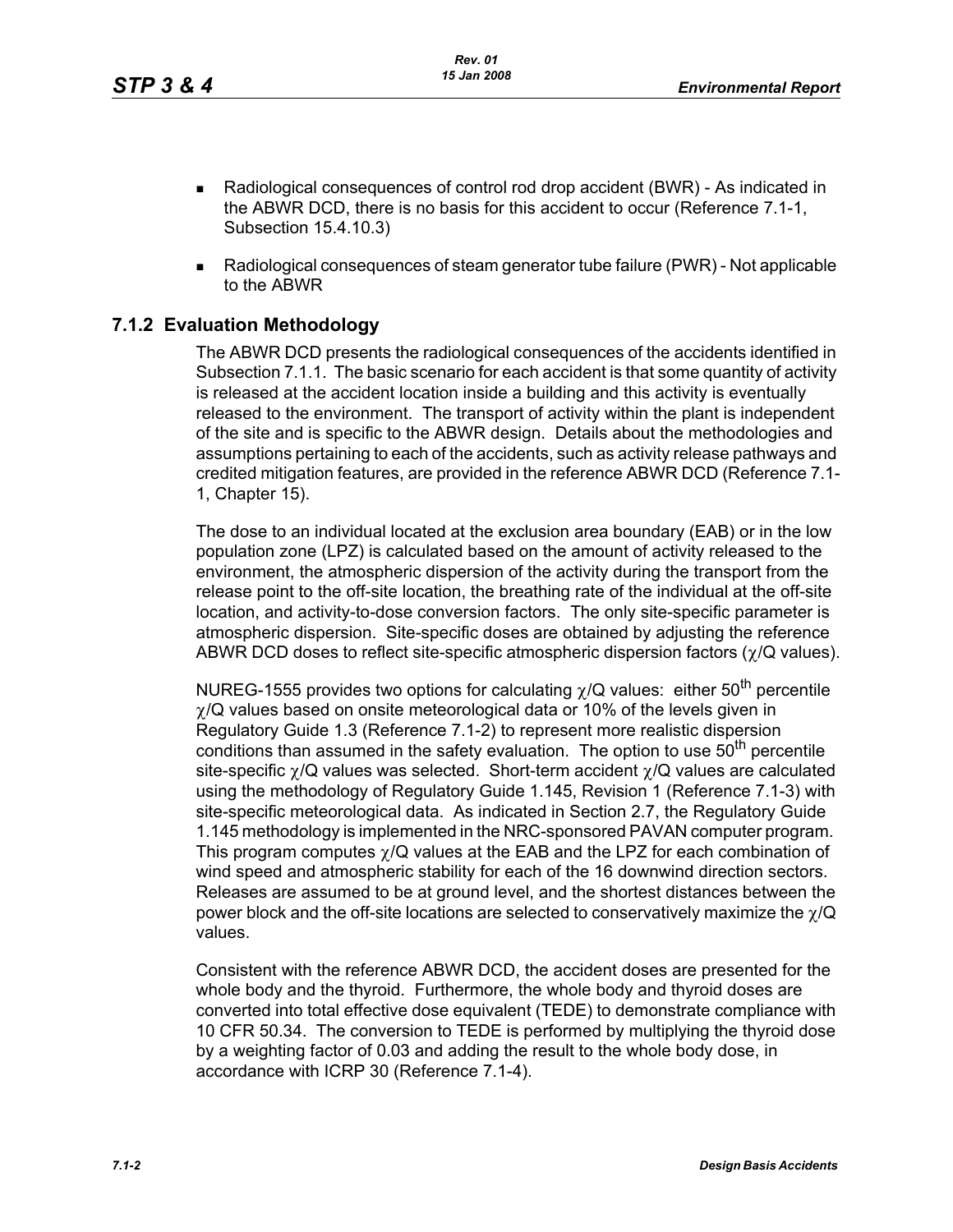- Radiological consequences of control rod drop accident (BWR) - As indicated in the ABWR DCD, there is no basis for this accident to occur (Reference 7.1-1, Subsection 15.4.10.3)
- Radiological consequences of steam generator tube failure (PWR) - Not applicable to the ABWR

## 7.1.2 Evaluation Methodology

The ABWR DCD presents the radiological consequences of the accidents identified in Subsection 7.1.1. The basic scenario for each accident is that some quantity of activity is released at the accident location inside a building and this activity is eventually released to the environment. The transport of activity within the plant is independent of the site and is specific to the ABWR design. Details about the methodologies and assumptions pertaining to each of the accidents, such as activity release pathways and credited mitigation features, are provided in the reference ABWR DCD (Reference 7.1-1, Chapter 15).

The dose to an individual located at the exclusion area boundary (EAB) or in the low population zone (LPZ) is calculated based on the amount of activity released to the environment, the atmospheric dispersion of the activity during the transport from the release point to the off-site location, the breathing rate of the individual at the off-site location, and activity-to-dose conversion factors. The only site-specific parameter is atmospheric dispersion. Site-specific doses are obtained by adjusting the reference ABWR DCD doses to reflect site-specific atmospheric dispersion factors ($\chi$/Q values).

NUREG-1555 provides two options for calculating $\chi$/Q values: either 50$^{th}$ percentile $\chi$/Q values based on onsite meteorological data or 10% of the levels given in Regulatory Guide 1.3 (Reference 7.1-2) to represent more realistic dispersion conditions than assumed in the safety evaluation. The option to use 50$^{th}$ percentile site-specific $\chi$/Q values was selected. Short-term accident $\chi$/Q values are calculated using the methodology of Regulatory Guide 1.145, Revision 1 (Reference 7.1-3) with site-specific meteorological data. As indicated in Section 2.7, the Regulatory Guide 1.145 methodology is implemented in the NRC-sponsored PAVAN computer program. This program computes $\chi$/Q values at the EAB and the LPZ for each combination of wind speed and atmospheric stability for each of the 16 downwind direction sectors. Releases are assumed to be at ground level, and the shortest distances between the power block and the off-site locations are selected to conservatively maximize the $\chi$/Q values.

Consistent with the reference ABWR DCD, the accident doses are presented for the whole body and the thyroid. Furthermore, the whole body and thyroid doses are converted into total effective dose equivalent (TEDE) to demonstrate compliance with 10 CFR 50.34. The conversion to TEDE is performed by multiplying the thyroid dose by a weighting factor of 0.03 and adding the result to the whole body dose, in accordance with ICRP 30 (Reference 7.1-4).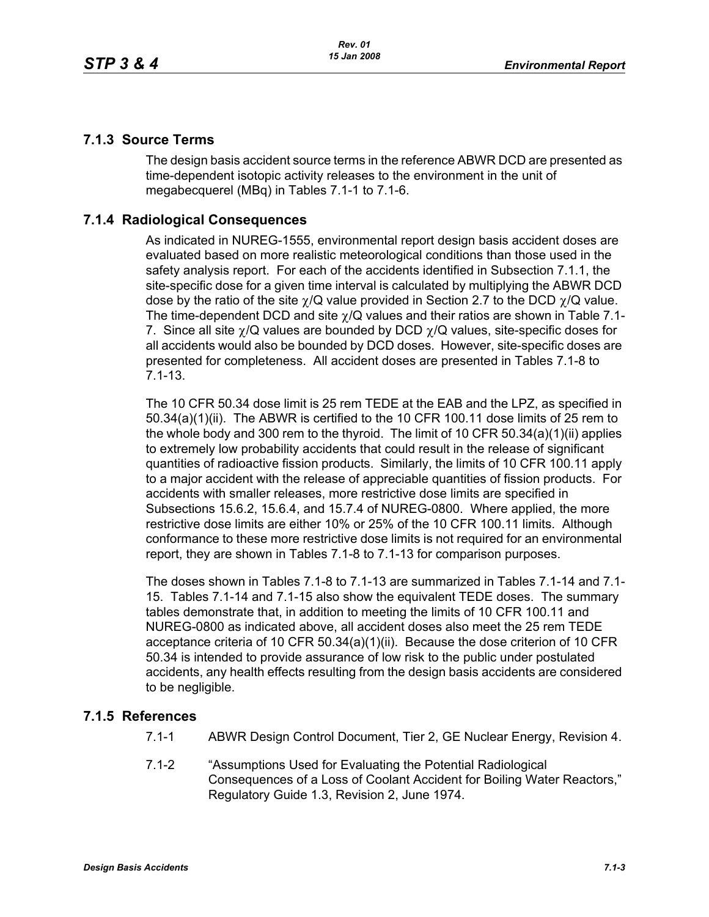## 7.1.3 Source Terms

The design basis accident source terms in the reference ABWR DCD are presented as time-dependent isotopic activity releases to the environment in the unit of megabecquerel (MBq) in Tables 7.1-1 to 7.1-6.

## 7.1.4 Radiological Consequences

As indicated in NUREG-1555, environmental report design basis accident doses are evaluated based on more realistic meteorological conditions than those used in the safety analysis report. For each of the accidents identified in Subsection 7.1.1, the site-specific dose for a given time interval is calculated by multiplying the ABWR DCD dose by the ratio of the site $\chi/Q$ value provided in Section 2.7 to the DCD $\chi/Q$ value. The time-dependent DCD and site $\chi/Q$ values and their ratios are shown in Table 7.1-7. Since all site $\chi/Q$ values are bounded by DCD $\chi/Q$ values, site-specific doses for all accidents would also be bounded by DCD doses. However, site-specific doses are presented for completeness. All accident doses are presented in Tables 7.1-8 to 7.1-13.

The 10 CFR 50.34 dose limit is 25 rem TEDE at the EAB and the LPZ, as specified in 50.34(a)(1)(ii). The ABWR is certified to the 10 CFR 100.11 dose limits of 25 rem to the whole body and 300 rem to the thyroid. The limit of 10 CFR 50.34(a)(1)(ii) applies to extremely low probability accidents that could result in the release of significant quantities of radioactive fission products. Similarly, the limits of 10 CFR 100.11 apply to a major accident with the release of appreciable quantities of fission products. For accidents with smaller releases, more restrictive dose limits are specified in Subsections 15.6.2, 15.6.4, and 15.7.4 of NUREG-0800. Where applied, the more restrictive dose limits are either 10% or 25% of the 10 CFR 100.11 limits. Although conformance to these more restrictive dose limits is not required for an environmental report, they are shown in Tables 7.1-8 to 7.1-13 for comparison purposes.

The doses shown in Tables 7.1-8 to 7.1-13 are summarized in Tables 7.1-14 and 7.1-15. Tables 7.1-14 and 7.1-15 also show the equivalent TEDE doses. The summary tables demonstrate that, in addition to meeting the limits of 10 CFR 100.11 and NUREG-0800 as indicated above, all accident doses also meet the 25 rem TEDE acceptance criteria of 10 CFR 50.34(a)(1)(ii). Because the dose criterion of 10 CFR 50.34 is intended to provide assurance of low risk to the public under postulated accidents, any health effects resulting from the design basis accidents are considered to be negligible.

## 7.1.5 References

7.1-1 ABWR Design Control Document, Tier 2, GE Nuclear Energy, Revision 4.

7.1-2 "Assumptions Used for Evaluating the Potential Radiological Consequences of a Loss of Coolant Accident for Boiling Water Reactors," Regulatory Guide 1.3, Revision 2, June 1974.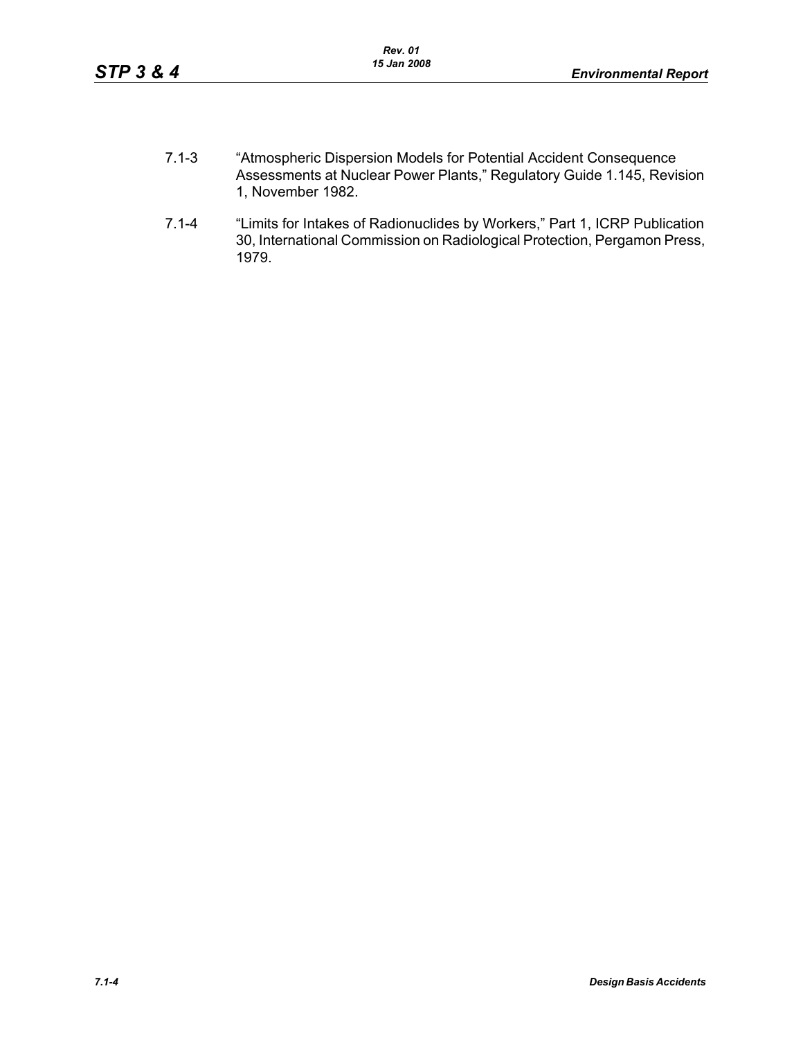7.1-3 "Atmospheric Dispersion Models for Potential Accident Consequence Assessments at Nuclear Power Plants," Regulatory Guide 1.145, Revision 1, November 1982.

7.1-4 "Limits for Intakes of Radionuclides by Workers," Part 1, ICRP Publication 30, International Commission on Radiological Protection, Pergamon Press, 1979.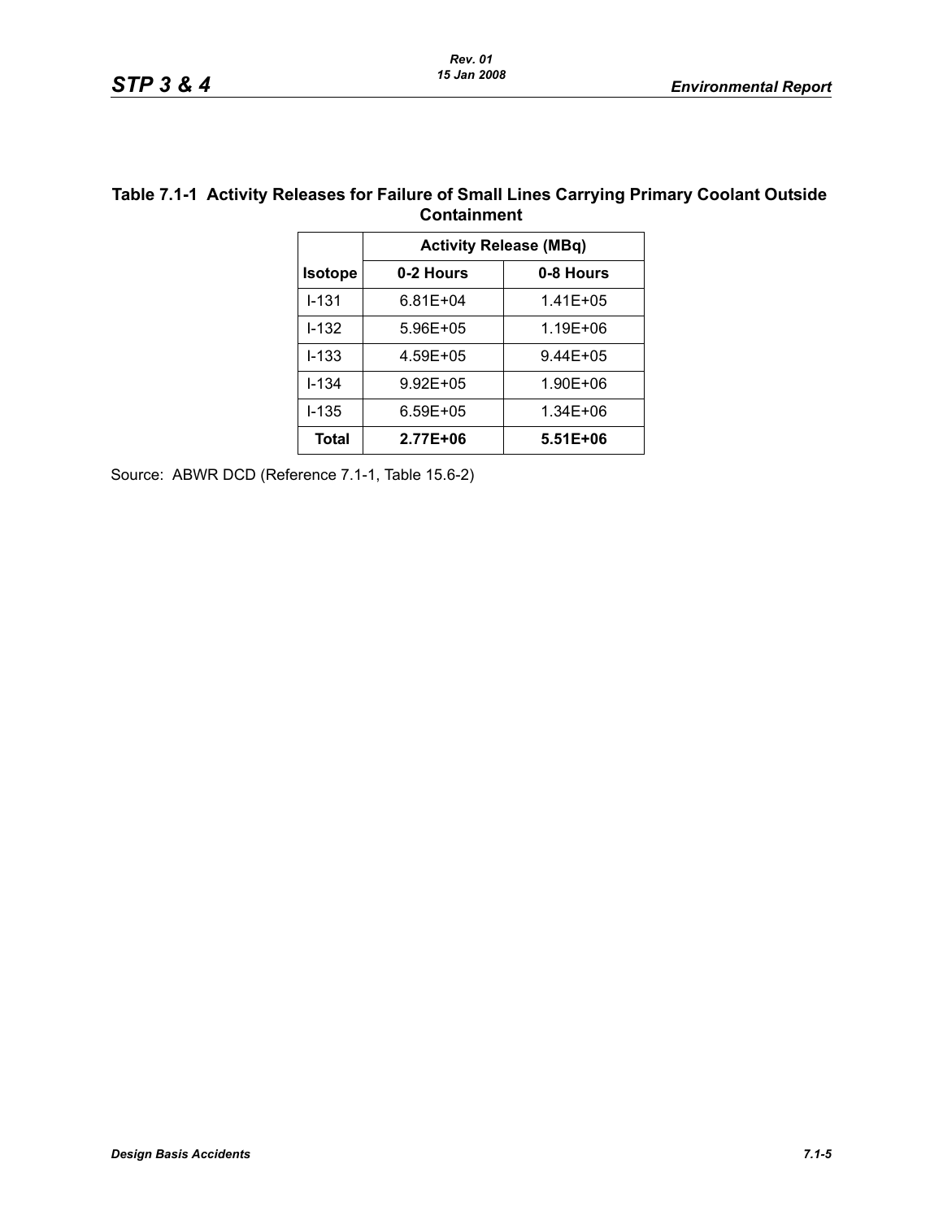**Table 7.1-1 Activity Releases for Failure of Small Lines Carrying Primary Coolant Outside Containment**

| | Activity Release (MBq) | |
|---|---|---|
| **Isotope** | **0-2 Hours** | **0-8 Hours** |
| I-131 | 6.81E+04 | 1.41E+05 |
| I-132 | 5.96E+05 | 1.19E+06 |
| I-133 | 4.59E+05 | 9.44E+05 |
| I-134 | 9.92E+05 | 1.90E+06 |
| I-135 | 6.59E+05 | 1.34E+06 |
| **Total** | **2.77E+06** | **5.51E+06** |

Source: ABWR DCD (Reference 7.1-1, Table 15.6-2)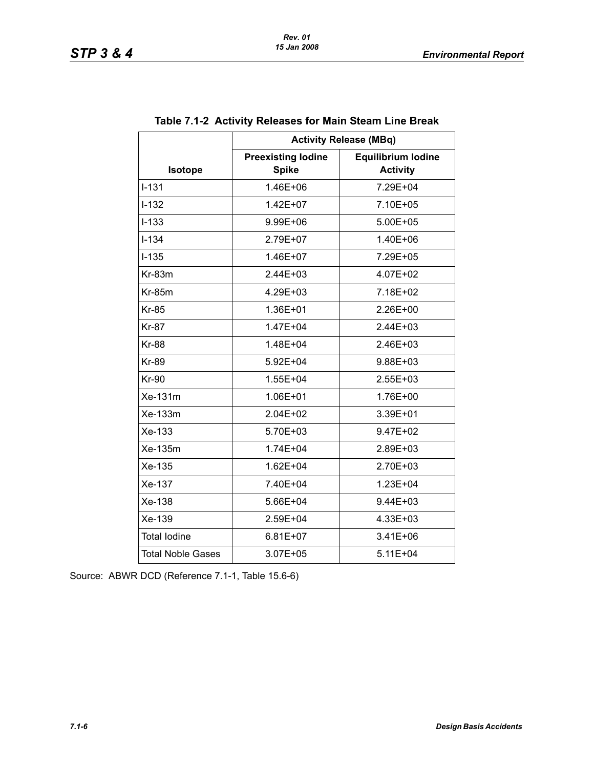**Table 7.1-2 Activity Releases for Main Steam Line Break**

| Isotope | Activity Release (MBq) | |
|---|---|---|
| | Preexisting Iodine Spike | Equilibrium Iodine Activity |
| I-131 | 1.46E+06 | 7.29E+04 |
| I-132 | 1.42E+07 | 7.10E+05 |
| I-133 | 9.99E+06 | 5.00E+05 |
| I-134 | 2.79E+07 | 1.40E+06 |
| I-135 | 1.46E+07 | 7.29E+05 |
| Kr-83m | 2.44E+03 | 4.07E+02 |
| Kr-85m | 4.29E+03 | 7.18E+02 |
| Kr-85 | 1.36E+01 | 2.26E+00 |
| Kr-87 | 1.47E+04 | 2.44E+03 |
| Kr-88 | 1.48E+04 | 2.46E+03 |
| Kr-89 | 5.92E+04 | 9.88E+03 |
| Kr-90 | 1.55E+04 | 2.55E+03 |
| Xe-131m | 1.06E+01 | 1.76E+00 |
| Xe-133m | 2.04E+02 | 3.39E+01 |
| Xe-133 | 5.70E+03 | 9.47E+02 |
| Xe-135m | 1.74E+04 | 2.89E+03 |
| Xe-135 | 1.62E+04 | 2.70E+03 |
| Xe-137 | 7.40E+04 | 1.23E+04 |
| Xe-138 | 5.66E+04 | 9.44E+03 |
| Xe-139 | 2.59E+04 | 4.33E+03 |
| Total Iodine | 6.81E+07 | 3.41E+06 |
| Total Noble Gases | 3.07E+05 | 5.11E+04 |

Source: ABWR DCD (Reference 7.1-1, Table 15.6-6)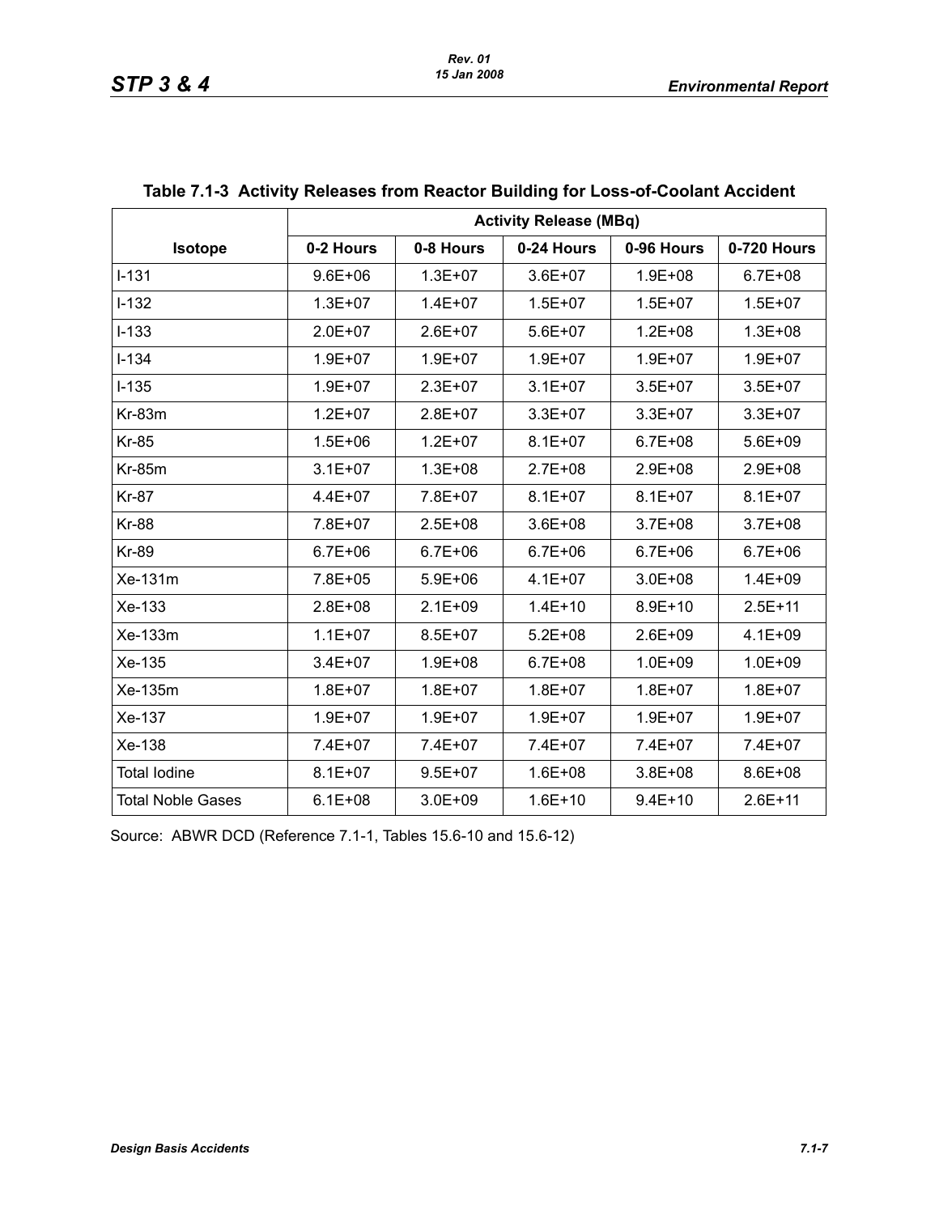## Table 7.1-3 Activity Releases from Reactor Building for Loss-of-Coolant Accident

| Isotope | Activity Release (MBq) | | | | |
|---|---|---|---|---|---|
| | 0-2 Hours | 0-8 Hours | 0-24 Hours | 0-96 Hours | 0-720 Hours |
| I-131 | 9.6E+06 | 1.3E+07 | 3.6E+07 | 1.9E+08 | 6.7E+08 |
| I-132 | 1.3E+07 | 1.4E+07 | 1.5E+07 | 1.5E+07 | 1.5E+07 |
| I-133 | 2.0E+07 | 2.6E+07 | 5.6E+07 | 1.2E+08 | 1.3E+08 |
| I-134 | 1.9E+07 | 1.9E+07 | 1.9E+07 | 1.9E+07 | 1.9E+07 |
| I-135 | 1.9E+07 | 2.3E+07 | 3.1E+07 | 3.5E+07 | 3.5E+07 |
| Kr-83m | 1.2E+07 | 2.8E+07 | 3.3E+07 | 3.3E+07 | 3.3E+07 |
| Kr-85 | 1.5E+06 | 1.2E+07 | 8.1E+07 | 6.7E+08 | 5.6E+09 |
| Kr-85m | 3.1E+07 | 1.3E+08 | 2.7E+08 | 2.9E+08 | 2.9E+08 |
| Kr-87 | 4.4E+07 | 7.8E+07 | 8.1E+07 | 8.1E+07 | 8.1E+07 |
| Kr-88 | 7.8E+07 | 2.5E+08 | 3.6E+08 | 3.7E+08 | 3.7E+08 |
| Kr-89 | 6.7E+06 | 6.7E+06 | 6.7E+06 | 6.7E+06 | 6.7E+06 |
| Xe-131m | 7.8E+05 | 5.9E+06 | 4.1E+07 | 3.0E+08 | 1.4E+09 |
| Xe-133 | 2.8E+08 | 2.1E+09 | 1.4E+10 | 8.9E+10 | 2.5E+11 |
| Xe-133m | 1.1E+07 | 8.5E+07 | 5.2E+08 | 2.6E+09 | 4.1E+09 |
| Xe-135 | 3.4E+07 | 1.9E+08 | 6.7E+08 | 1.0E+09 | 1.0E+09 |
| Xe-135m | 1.8E+07 | 1.8E+07 | 1.8E+07 | 1.8E+07 | 1.8E+07 |
| Xe-137 | 1.9E+07 | 1.9E+07 | 1.9E+07 | 1.9E+07 | 1.9E+07 |
| Xe-138 | 7.4E+07 | 7.4E+07 | 7.4E+07 | 7.4E+07 | 7.4E+07 |
| Total Iodine | 8.1E+07 | 9.5E+07 | 1.6E+08 | 3.8E+08 | 8.6E+08 |
| Total Noble Gases | 6.1E+08 | 3.0E+09 | 1.6E+10 | 9.4E+10 | 2.6E+11 |

Source: ABWR DCD (Reference 7.1-1, Tables 15.6-10 and 15.6-12)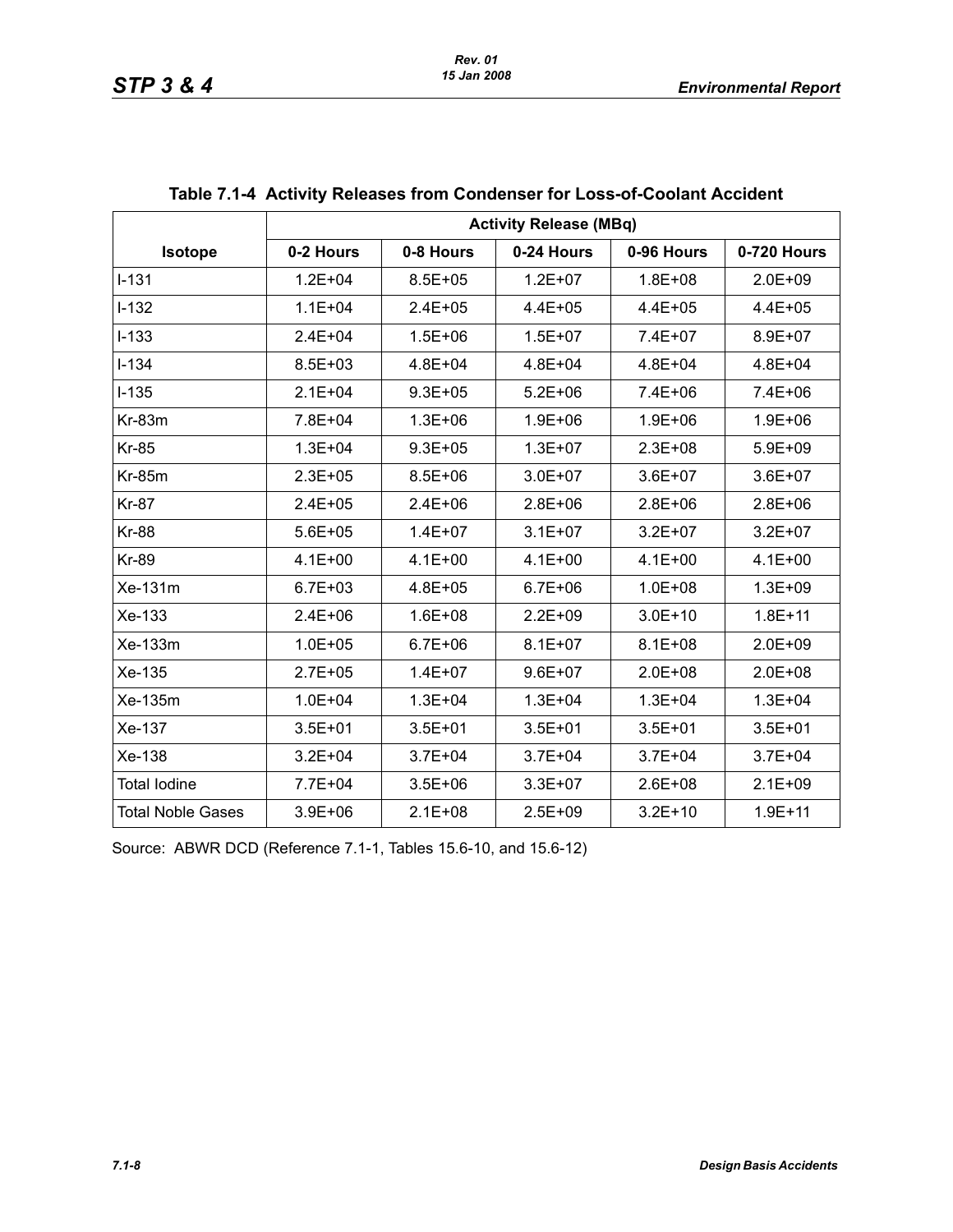**Table 7.1-4 Activity Releases from Condenser for Loss-of-Coolant Accident**

| Isotope | Activity Release (MBq) | | | | |
|---|---|---|---|---|---|
| | 0-2 Hours | 0-8 Hours | 0-24 Hours | 0-96 Hours | 0-720 Hours |
| I-131 | 1.2E+04 | 8.5E+05 | 1.2E+07 | 1.8E+08 | 2.0E+09 |
| I-132 | 1.1E+04 | 2.4E+05 | 4.4E+05 | 4.4E+05 | 4.4E+05 |
| I-133 | 2.4E+04 | 1.5E+06 | 1.5E+07 | 7.4E+07 | 8.9E+07 |
| I-134 | 8.5E+03 | 4.8E+04 | 4.8E+04 | 4.8E+04 | 4.8E+04 |
| I-135 | 2.1E+04 | 9.3E+05 | 5.2E+06 | 7.4E+06 | 7.4E+06 |
| Kr-83m | 7.8E+04 | 1.3E+06 | 1.9E+06 | 1.9E+06 | 1.9E+06 |
| Kr-85 | 1.3E+04 | 9.3E+05 | 1.3E+07 | 2.3E+08 | 5.9E+09 |
| Kr-85m | 2.3E+05 | 8.5E+06 | 3.0E+07 | 3.6E+07 | 3.6E+07 |
| Kr-87 | 2.4E+05 | 2.4E+06 | 2.8E+06 | 2.8E+06 | 2.8E+06 |
| Kr-88 | 5.6E+05 | 1.4E+07 | 3.1E+07 | 3.2E+07 | 3.2E+07 |
| Kr-89 | 4.1E+00 | 4.1E+00 | 4.1E+00 | 4.1E+00 | 4.1E+00 |
| Xe-131m | 6.7E+03 | 4.8E+05 | 6.7E+06 | 1.0E+08 | 1.3E+09 |
| Xe-133 | 2.4E+06 | 1.6E+08 | 2.2E+09 | 3.0E+10 | 1.8E+11 |
| Xe-133m | 1.0E+05 | 6.7E+06 | 8.1E+07 | 8.1E+08 | 2.0E+09 |
| Xe-135 | 2.7E+05 | 1.4E+07 | 9.6E+07 | 2.0E+08 | 2.0E+08 |
| Xe-135m | 1.0E+04 | 1.3E+04 | 1.3E+04 | 1.3E+04 | 1.3E+04 |
| Xe-137 | 3.5E+01 | 3.5E+01 | 3.5E+01 | 3.5E+01 | 3.5E+01 |
| Xe-138 | 3.2E+04 | 3.7E+04 | 3.7E+04 | 3.7E+04 | 3.7E+04 |
| Total Iodine | 7.7E+04 | 3.5E+06 | 3.3E+07 | 2.6E+08 | 2.1E+09 |
| Total Noble Gases | 3.9E+06 | 2.1E+08 | 2.5E+09 | 3.2E+10 | 1.9E+11 |

Source: ABWR DCD (Reference 7.1-1, Tables 15.6-10, and 15.6-12)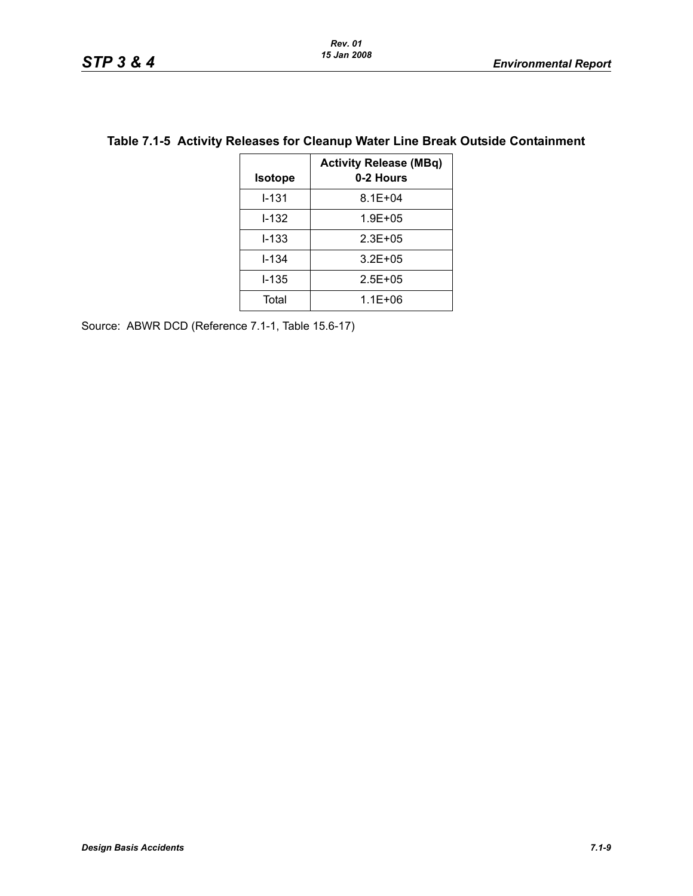**Table 7.1-5 Activity Releases for Cleanup Water Line Break Outside Containment**

| Isotope | Activity Release (MBq) 0-2 Hours |
|---|---|
| I-131 | 8.1E+04 |
| I-132 | 1.9E+05 |
| I-133 | 2.3E+05 |
| I-134 | 3.2E+05 |
| I-135 | 2.5E+05 |
| Total | 1.1E+06 |

Source: ABWR DCD (Reference 7.1-1, Table 15.6-17)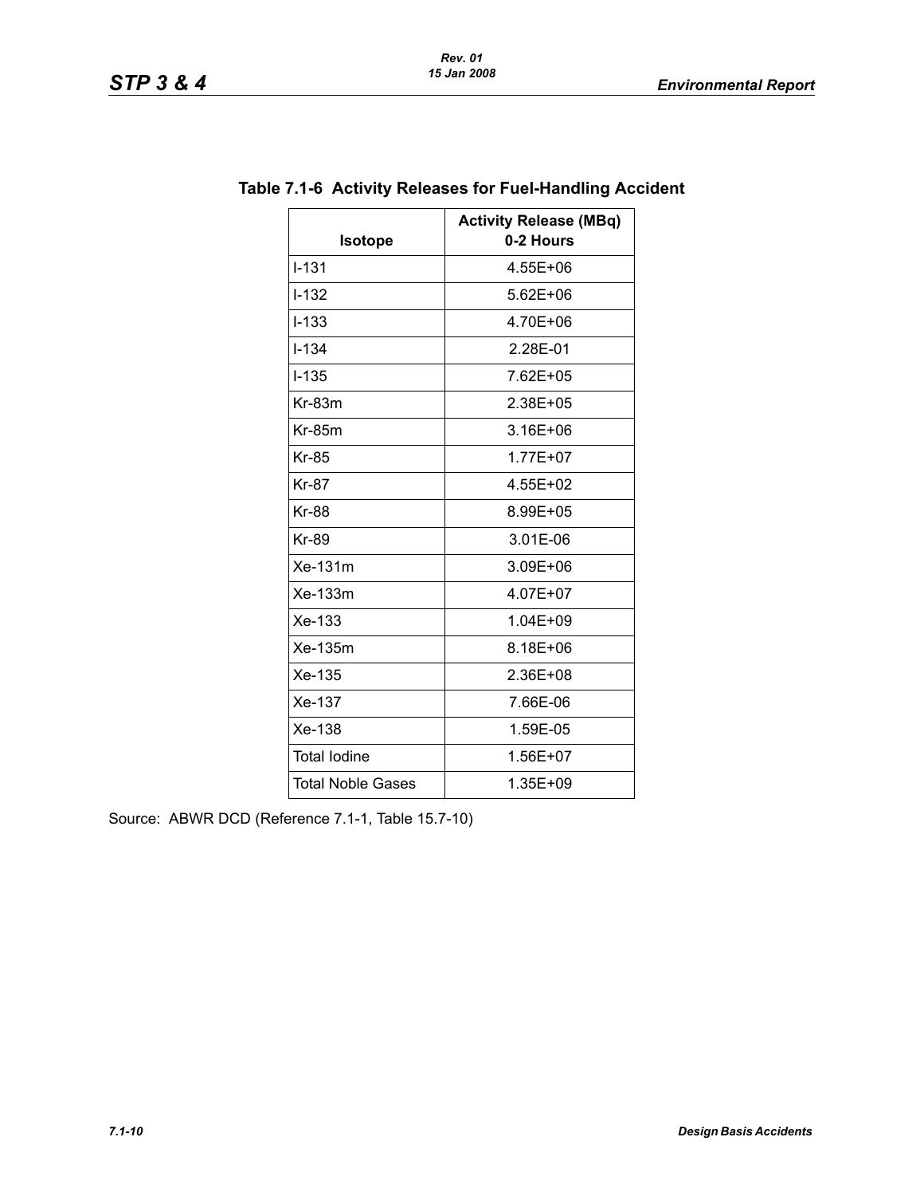**Table 7.1-6 Activity Releases for Fuel-Handling Accident**

| Isotope | Activity Release (MBq) 0-2 Hours |
|---|---|
| I-131 | 4.55E+06 |
| I-132 | 5.62E+06 |
| I-133 | 4.70E+06 |
| I-134 | 2.28E-01 |
| I-135 | 7.62E+05 |
| Kr-83m | 2.38E+05 |
| Kr-85m | 3.16E+06 |
| Kr-85 | 1.77E+07 |
| Kr-87 | 4.55E+02 |
| Kr-88 | 8.99E+05 |
| Kr-89 | 3.01E-06 |
| Xe-131m | 3.09E+06 |
| Xe-133m | 4.07E+07 |
| Xe-133 | 1.04E+09 |
| Xe-135m | 8.18E+06 |
| Xe-135 | 2.36E+08 |
| Xe-137 | 7.66E-06 |
| Xe-138 | 1.59E-05 |
| Total Iodine | 1.56E+07 |
| Total Noble Gases | 1.35E+09 |

Source: ABWR DCD (Reference 7.1-1, Table 15.7-10)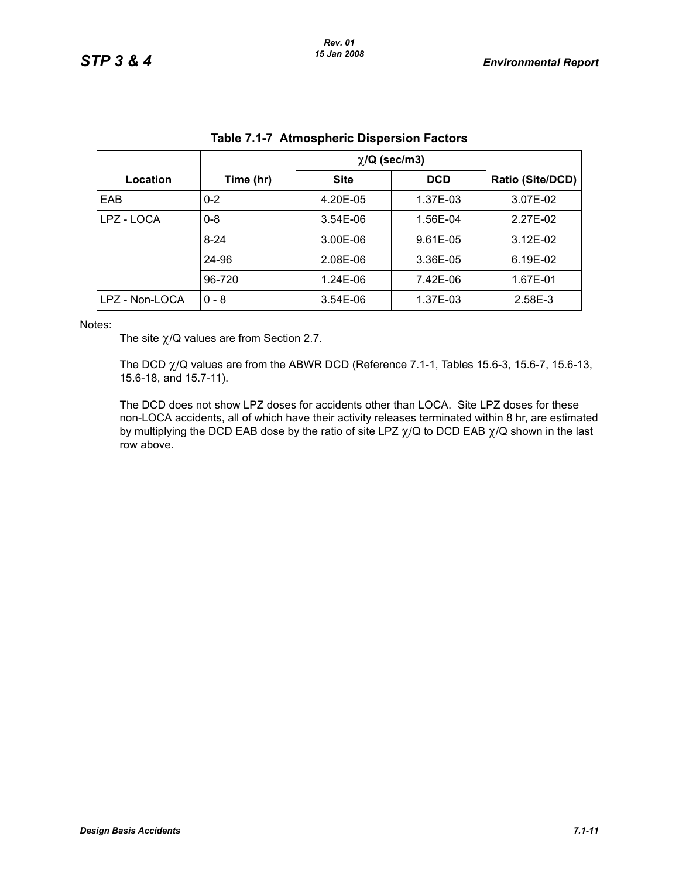**Table 7.1-7 Atmospheric Dispersion Factors**

| Location | Time (hr) | $\chi$/Q (sec/m3) | | Ratio (Site/DCD) |
|---|---|---|---|---|
| | | Site | DCD | |
| EAB | 0-2 | 4.20E-05 | 1.37E-03 | 3.07E-02 |
| LPZ - LOCA | 0-8 | 3.54E-06 | 1.56E-04 | 2.27E-02 |
| | 8-24 | 3.00E-06 | 9.61E-05 | 3.12E-02 |
| | 24-96 | 2.08E-06 | 3.36E-05 | 6.19E-02 |
| | 96-720 | 1.24E-06 | 7.42E-06 | 1.67E-01 |
| LPZ - Non-LOCA | 0 - 8 | 3.54E-06 | 1.37E-03 | 2.58E-3 |

Notes:

The site $\chi$/Q values are from Section 2.7.

The DCD $\chi$/Q values are from the ABWR DCD (Reference 7.1-1, Tables 15.6-3, 15.6-7, 15.6-13, 15.6-18, and 15.7-11).

The DCD does not show LPZ doses for accidents other than LOCA. Site LPZ doses for these non-LOCA accidents, all of which have their activity releases terminated within 8 hr, are estimated by multiplying the DCD EAB dose by the ratio of site LPZ $\chi$/Q to DCD EAB $\chi$/Q shown in the last row above.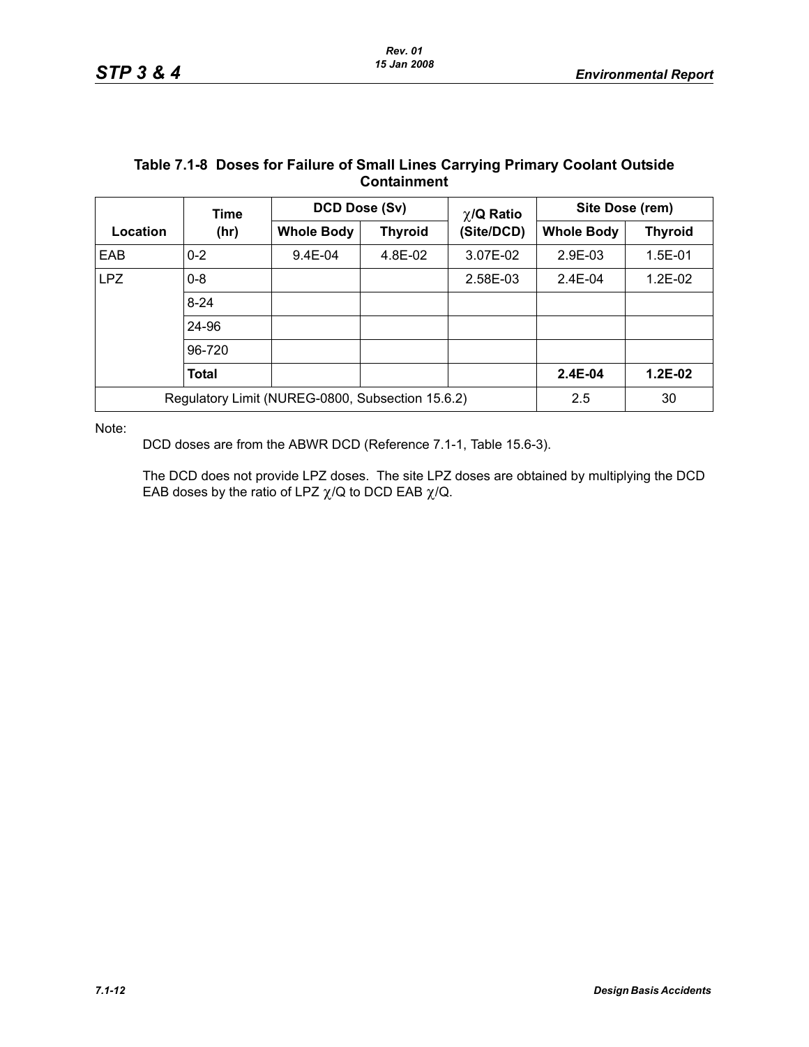**Table 7.1-8 Doses for Failure of Small Lines Carrying Primary Coolant Outside Containment**

| Location | Time (hr) | DCD Dose (Sv) | | $\chi$/Q Ratio (Site/DCD) | Site Dose (rem) | |
|---|---|---|---|---|---|---|
| | | Whole Body | Thyroid | | Whole Body | Thyroid |
| EAB | 0-2 | 9.4E-04 | 4.8E-02 | 3.07E-02 | 2.9E-03 | 1.5E-01 |
| LPZ | 0-8 | | | 2.58E-03 | 2.4E-04 | 1.2E-02 |
| | 8-24 | | | | | |
| | 24-96 | | | | | |
| | 96-720 | | | | | |
| | **Total** | | | | **2.4E-04** | **1.2E-02** |
| Regulatory Limit (NUREG-0800, Subsection 15.6.2) | | | | | 2.5 | 30 |

Note:

DCD doses are from the ABWR DCD (Reference 7.1-1, Table 15.6-3).

The DCD does not provide LPZ doses. The site LPZ doses are obtained by multiplying the DCD EAB doses by the ratio of LPZ $\chi$/Q to DCD EAB $\chi$/Q.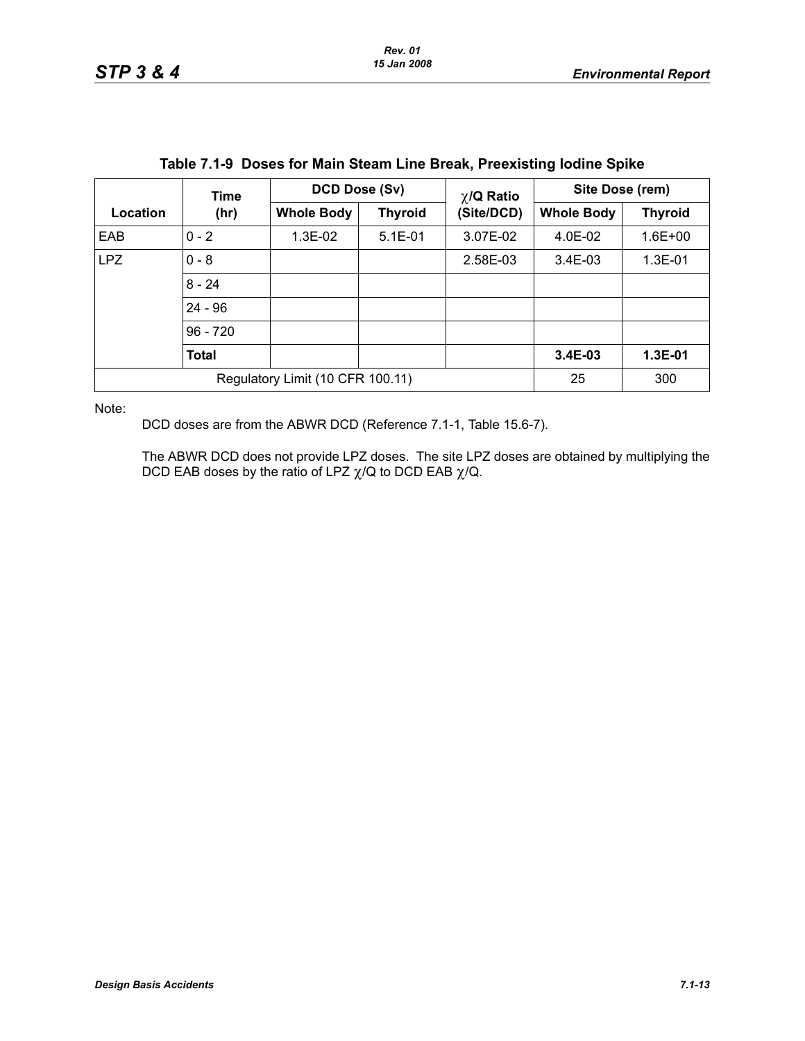**Table 7.1-9 Doses for Main Steam Line Break, Preexisting Iodine Spike**

| Location | Time (hr) | DCD Dose (Sv) | | $\chi$/Q Ratio (Site/DCD) | Site Dose (rem) | |
|---|---|---|---|---|---|---|
| | | Whole Body | Thyroid | | Whole Body | Thyroid |
| EAB | 0 - 2 | 1.3E-02 | 5.1E-01 | 3.07E-02 | 4.0E-02 | 1.6E+00 |
| LPZ | 0 - 8 | | | 2.58E-03 | 3.4E-03 | 1.3E-01 |
| | 8 - 24 | | | | | |
| | 24 - 96 | | | | | |
| | 96 - 720 | | | | | |
| | **Total** | | | | **3.4E-03** | **1.3E-01** |
| Regulatory Limit (10 CFR 100.11) | | | | | 25 | 300 |

Note:

DCD doses are from the ABWR DCD (Reference 7.1-1, Table 15.6-7).

The ABWR DCD does not provide LPZ doses. The site LPZ doses are obtained by multiplying the DCD EAB doses by the ratio of LPZ $\chi$/Q to DCD EAB $\chi$/Q.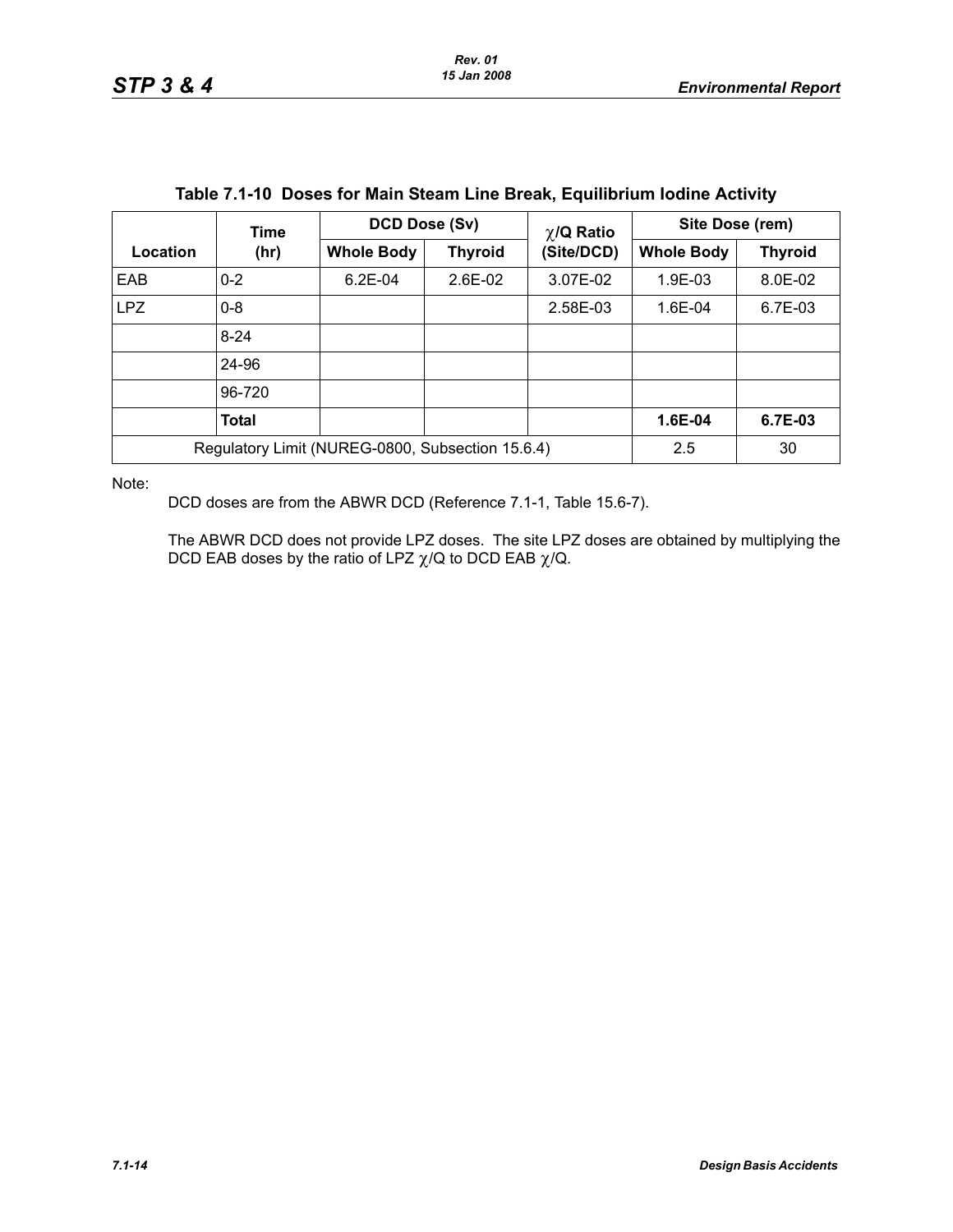**Table 7.1-10 Doses for Main Steam Line Break, Equilibrium Iodine Activity**

| Location | Time (hr) | DCD Dose (Sv) | | $\chi$/Q Ratio (Site/DCD) | Site Dose (rem) | |
|---|---|---|---|---|---|---|
| | | Whole Body | Thyroid | | Whole Body | Thyroid |
| EAB | 0-2 | 6.2E-04 | 2.6E-02 | 3.07E-02 | 1.9E-03 | 8.0E-02 |
| LPZ | 0-8 | | | 2.58E-03 | 1.6E-04 | 6.7E-03 |
| | 8-24 | | | | | |
| | 24-96 | | | | | |
| | 96-720 | | | | | |
| | **Total** | | | | **1.6E-04** | **6.7E-03** |
| Regulatory Limit (NUREG-0800, Subsection 15.6.4) | | | | | 2.5 | 30 |

Note:

DCD doses are from the ABWR DCD (Reference 7.1-1, Table 15.6-7).

The ABWR DCD does not provide LPZ doses. The site LPZ doses are obtained by multiplying the DCD EAB doses by the ratio of LPZ $\chi$/Q to DCD EAB $\chi$/Q.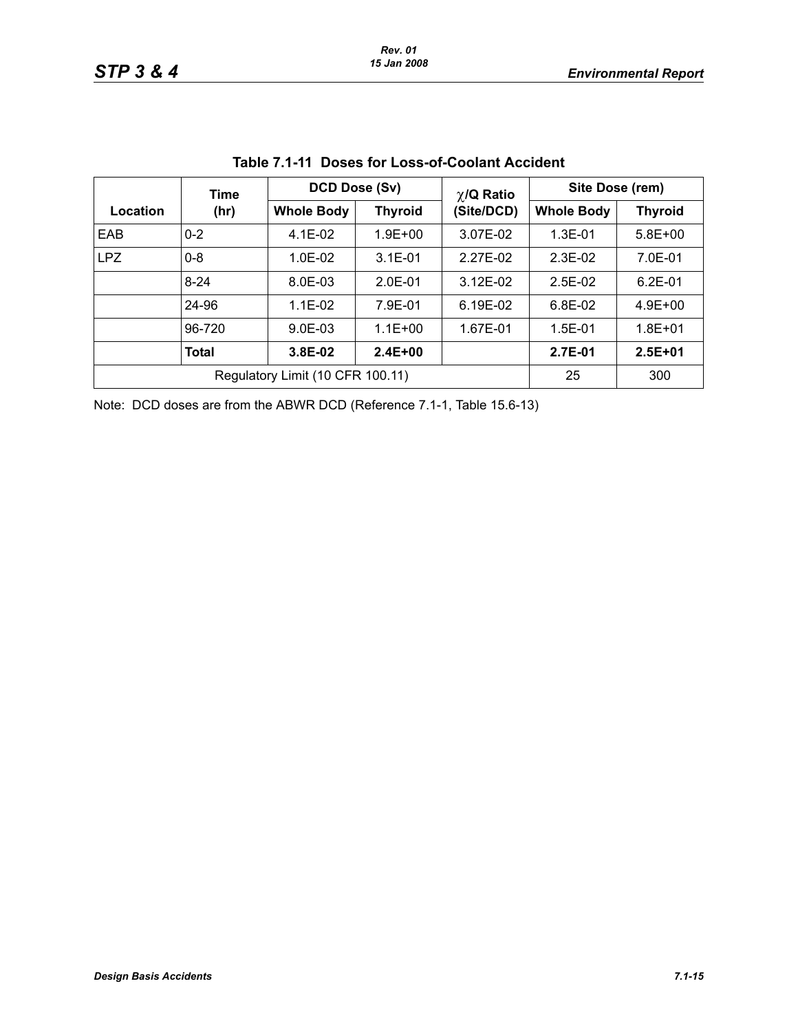**Table 7.1-11 Doses for Loss-of-Coolant Accident**

| Location | Time (hr) | DCD Dose (Sv) | | $\chi$/Q Ratio (Site/DCD) | Site Dose (rem) | |
|---|---|---|---|---|---|---|
| | | Whole Body | Thyroid | | Whole Body | Thyroid |
| EAB | 0-2 | 4.1E-02 | 1.9E+00 | 3.07E-02 | 1.3E-01 | 5.8E+00 |
| LPZ | 0-8 | 1.0E-02 | 3.1E-01 | 2.27E-02 | 2.3E-02 | 7.0E-01 |
| | 8-24 | 8.0E-03 | 2.0E-01 | 3.12E-02 | 2.5E-02 | 6.2E-01 |
| | 24-96 | 1.1E-02 | 7.9E-01 | 6.19E-02 | 6.8E-02 | 4.9E+00 |
| | 96-720 | 9.0E-03 | 1.1E+00 | 1.67E-01 | 1.5E-01 | 1.8E+01 |
| | **Total** | **3.8E-02** | **2.4E+00** | | **2.7E-01** | **2.5E+01** |
| Regulatory Limit (10 CFR 100.11) | | | | | 25 | 300 |

Note: DCD doses are from the ABWR DCD (Reference 7.1-1, Table 15.6-13)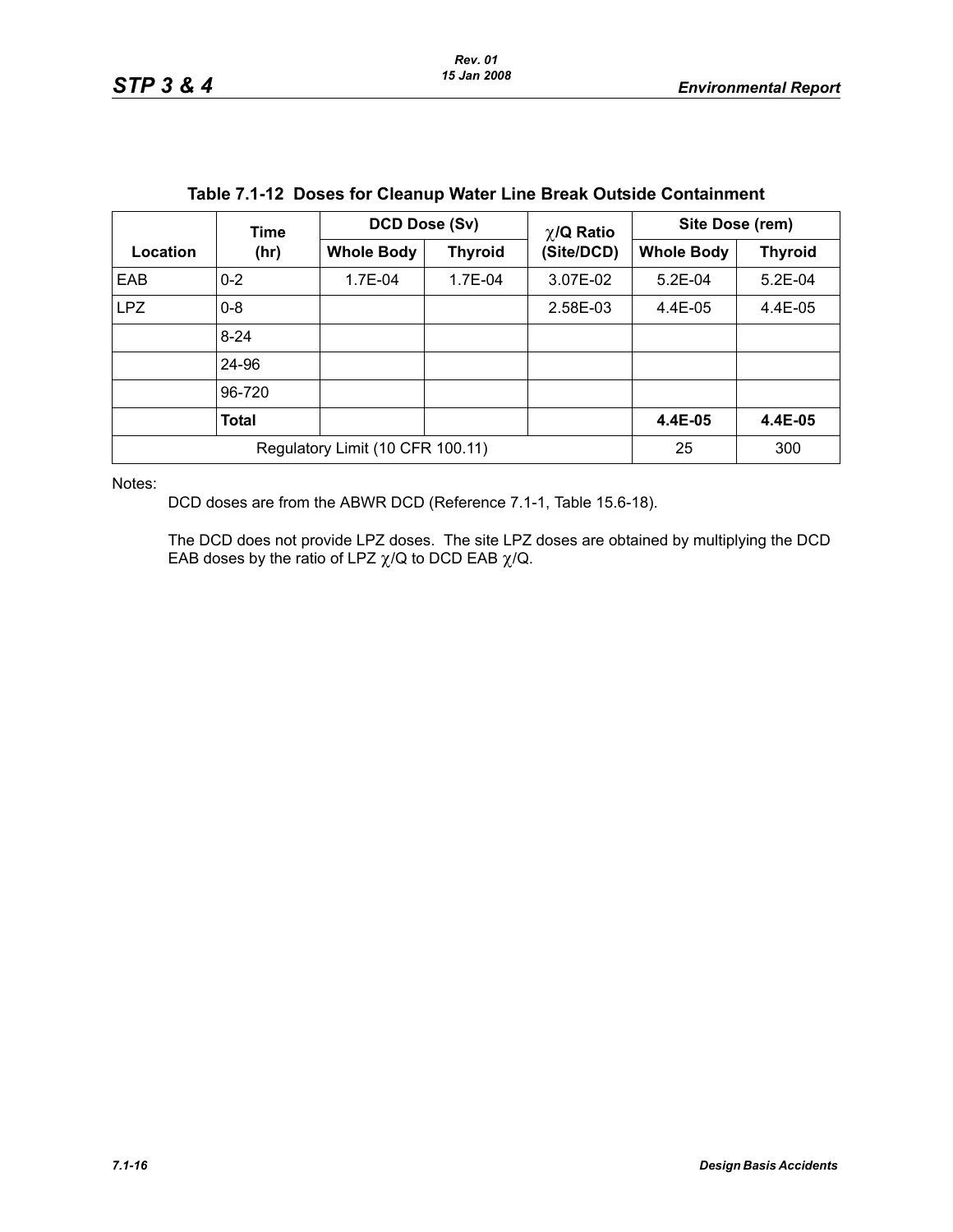**Table 7.1-12 Doses for Cleanup Water Line Break Outside Containment**

| Location | Time (hr) | DCD Dose (Sv) | | $\chi$/Q Ratio (Site/DCD) | Site Dose (rem) | |
|---|---|---|---|---|---|---|
| | | Whole Body | Thyroid | | Whole Body | Thyroid |
| EAB | 0-2 | 1.7E-04 | 1.7E-04 | 3.07E-02 | 5.2E-04 | 5.2E-04 |
| LPZ | 0-8 | | | 2.58E-03 | 4.4E-05 | 4.4E-05 |
| | 8-24 | | | | | |
| | 24-96 | | | | | |
| | 96-720 | | | | | |
| | **Total** | | | | **4.4E-05** | **4.4E-05** |
| Regulatory Limit (10 CFR 100.11) | | | | | 25 | 300 |

Notes:

DCD doses are from the ABWR DCD (Reference 7.1-1, Table 15.6-18).

The DCD does not provide LPZ doses. The site LPZ doses are obtained by multiplying the DCD EAB doses by the ratio of LPZ $\chi$/Q to DCD EAB $\chi$/Q.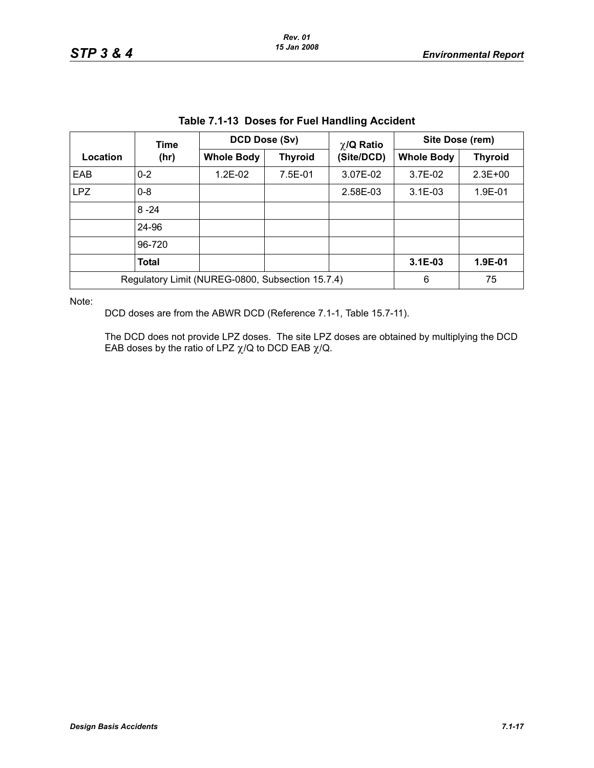**Table 7.1-13 Doses for Fuel Handling Accident**

| Location | Time (hr) | DCD Dose (Sv) | | $\chi$/Q Ratio (Site/DCD) | Site Dose (rem) | |
|---|---|---|---|---|---|---|
| | | Whole Body | Thyroid | | Whole Body | Thyroid |
| EAB | 0-2 | 1.2E-02 | 7.5E-01 | 3.07E-02 | 3.7E-02 | 2.3E+00 |
| LPZ | 0-8 | | | 2.58E-03 | 3.1E-03 | 1.9E-01 |
| | 8 -24 | | | | | |
| | 24-96 | | | | | |
| | 96-720 | | | | | |
| | **Total** | | | | **3.1E-03** | **1.9E-01** |
| Regulatory Limit (NUREG-0800, Subsection 15.7.4) | | | | | 6 | 75 |

Note:

DCD doses are from the ABWR DCD (Reference 7.1-1, Table 15.7-11).

The DCD does not provide LPZ doses. The site LPZ doses are obtained by multiplying the DCD EAB doses by the ratio of LPZ $\chi$/Q to DCD EAB $\chi$/Q.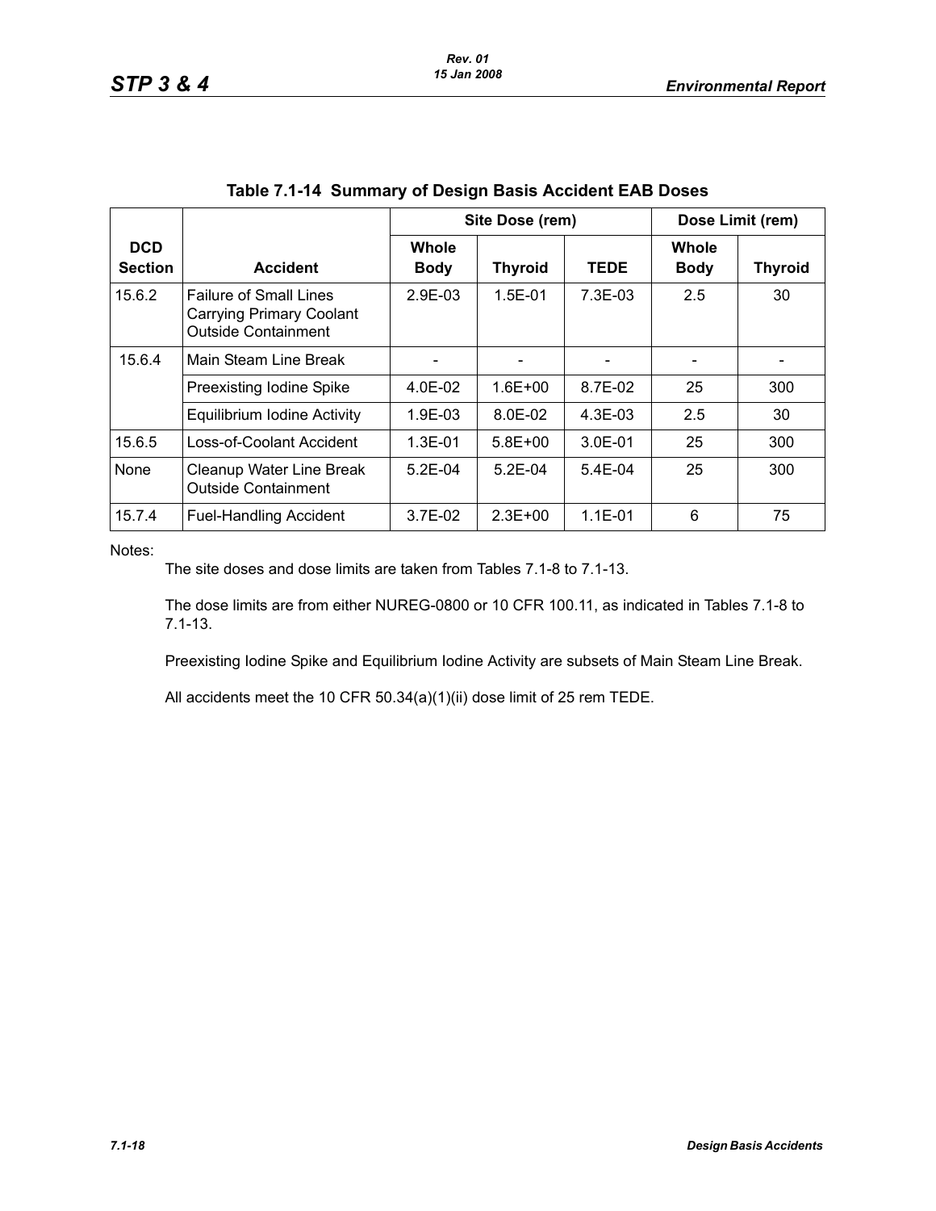### Table 7.1-14 Summary of Design Basis Accident EAB Doses

| DCD Section | Accident | Site Dose (rem) | | | Dose Limit (rem) | |
|---|---|---|---|---|---|---|
| | | Whole Body | Thyroid | TEDE | Whole Body | Thyroid |
| 15.6.2 | Failure of Small Lines Carrying Primary Coolant Outside Containment | 2.9E-03 | 1.5E-01 | 7.3E-03 | 2.5 | 30 |
| 15.6.4 | Main Steam Line Break | - | - | - | - | - |
| | Preexisting Iodine Spike | 4.0E-02 | 1.6E+00 | 8.7E-02 | 25 | 300 |
| | Equilibrium Iodine Activity | 1.9E-03 | 8.0E-02 | 4.3E-03 | 2.5 | 30 |
| 15.6.5 | Loss-of-Coolant Accident | 1.3E-01 | 5.8E+00 | 3.0E-01 | 25 | 300 |
| None | Cleanup Water Line Break Outside Containment | 5.2E-04 | 5.2E-04 | 5.4E-04 | 25 | 300 |
| 15.7.4 | Fuel-Handling Accident | 3.7E-02 | 2.3E+00 | 1.1E-01 | 6 | 75 |

Notes:

The site doses and dose limits are taken from Tables 7.1-8 to 7.1-13.

The dose limits are from either NUREG-0800 or 10 CFR 100.11, as indicated in Tables 7.1-8 to 7.1-13.

Preexisting Iodine Spike and Equilibrium Iodine Activity are subsets of Main Steam Line Break.

All accidents meet the 10 CFR 50.34(a)(1)(ii) dose limit of 25 rem TEDE.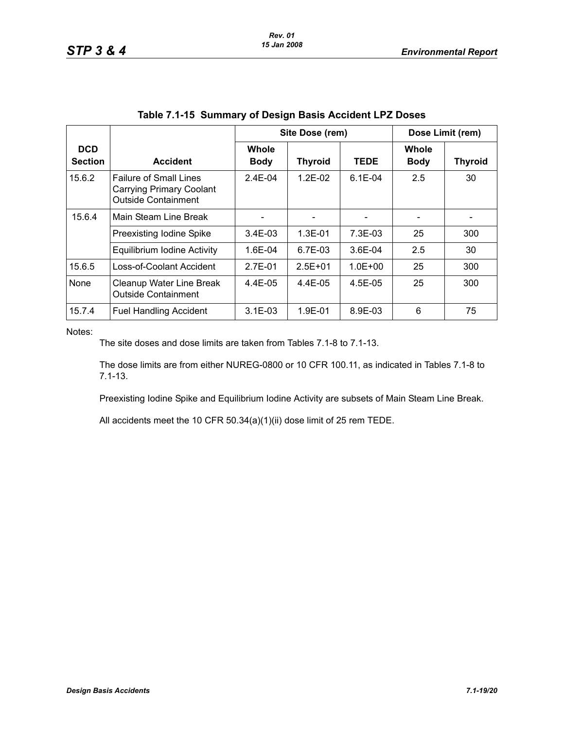## Table 7.1-15 Summary of Design Basis Accident LPZ Doses

| DCD Section | Accident | Site Dose (rem) | | | Dose Limit (rem) | |
|---|---|---|---|---|---|---|
| | | Whole Body | Thyroid | TEDE | Whole Body | Thyroid |
| 15.6.2 | Failure of Small Lines Carrying Primary Coolant Outside Containment | 2.4E-04 | 1.2E-02 | 6.1E-04 | 2.5 | 30 |
| 15.6.4 | Main Steam Line Break | - | - | - | - | - |
| | Preexisting Iodine Spike | 3.4E-03 | 1.3E-01 | 7.3E-03 | 25 | 300 |
| | Equilibrium Iodine Activity | 1.6E-04 | 6.7E-03 | 3.6E-04 | 2.5 | 30 |
| 15.6.5 | Loss-of-Coolant Accident | 2.7E-01 | 2.5E+01 | 1.0E+00 | 25 | 300 |
| None | Cleanup Water Line Break Outside Containment | 4.4E-05 | 4.4E-05 | 4.5E-05 | 25 | 300 |
| 15.7.4 | Fuel Handling Accident | 3.1E-03 | 1.9E-01 | 8.9E-03 | 6 | 75 |

Notes:

The site doses and dose limits are taken from Tables 7.1-8 to 7.1-13.

The dose limits are from either NUREG-0800 or 10 CFR 100.11, as indicated in Tables 7.1-8 to 7.1-13.

Preexisting Iodine Spike and Equilibrium Iodine Activity are subsets of Main Steam Line Break.

All accidents meet the 10 CFR 50.34(a)(1)(ii) dose limit of 25 rem TEDE.